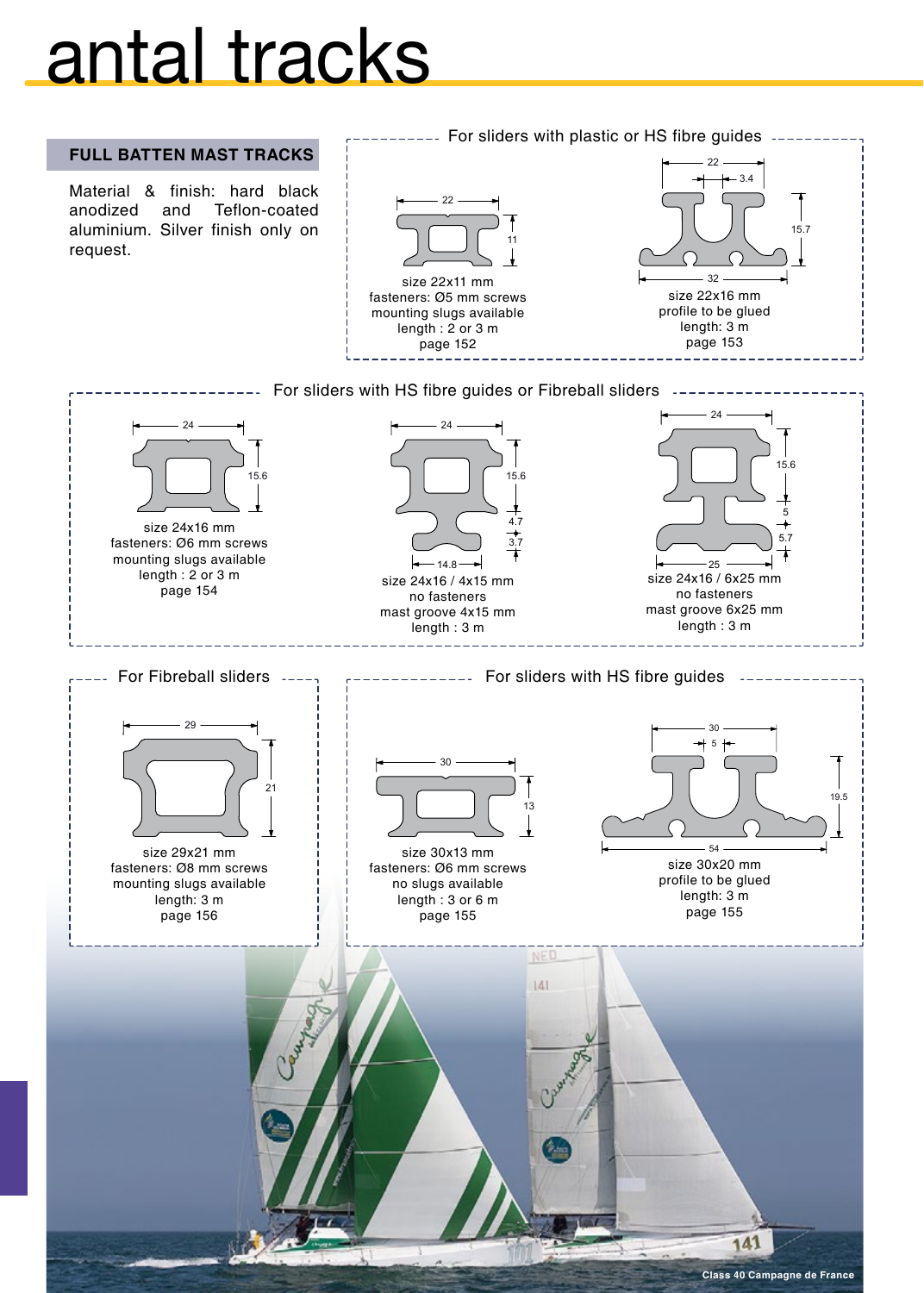# antal tracks

## FULL BATTEN MAST TRACKS

Material & finish: hard black anodized and Teflon-coated aluminium. Silver finish only on request.

### For sliders with plastic or HS fibre guides

22
11

size 22x11 mm
fasteners: Ø5 mm screws
mounting slugs available
length : 2 or 3 m
page 152

22
3.4
15.7
32

size 22x16 mm
profile to be glued
length: 3 m
page 153

### For sliders with HS fibre guides or Fibreball sliders

24
15.6

size 24x16 mm
fasteners: Ø6 mm screws
mounting slugs available
length : 2 or 3 m
page 154

24
15.6
4.7
3.7
14.8

size 24x16 / 4x15 mm
no fasteners
mast groove 4x15 mm
length : 3 m

24
15.6
5
5.7
25

size 24x16 / 6x25 mm
no fasteners
mast groove 6x25 mm
length : 3 m

### For Fibreball sliders

29
21

size 29x21 mm
fasteners: Ø8 mm screws
mounting slugs available
length: 3 m
page 156

### For sliders with HS fibre guides

30
13

size 30x13 mm
fasteners: Ø6 mm screws
no slugs available
length : 3 or 6 m
page 155

30
5
19.5
54

size 30x20 mm
profile to be glued
length: 3 m
page 155

Class 40 Campagne de France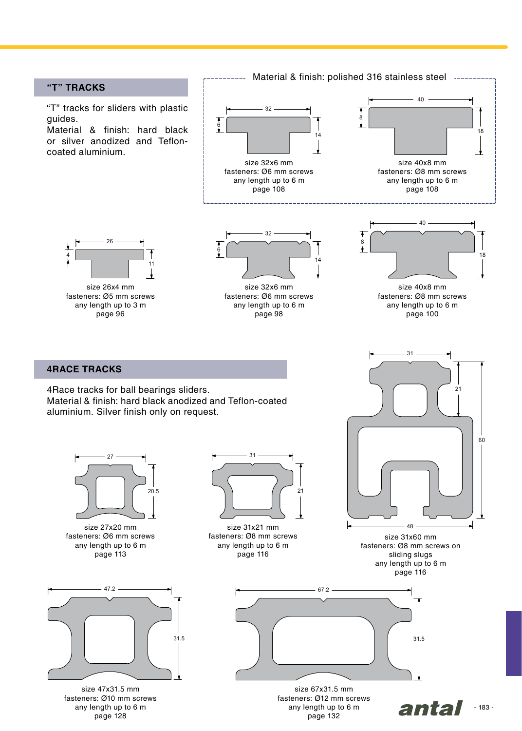## "T" TRACKS

"T" tracks for sliders with plastic guides.
Material & finish: hard black or silver anodized and Teflon-coated aluminium.

Material & finish: polished 316 stainless steel

32
6
14

size 32x6 mm
fasteners: Ø6 mm screws
any length up to 6 m
page 108

40
8
18

size 40x8 mm
fasteners: Ø8 mm screws
any length up to 6 m
page 108

26
4
11

size 26x4 mm
fasteners: Ø5 mm screws
any length up to 3 m
page 96

32
6
14

size 32x6 mm
fasteners: Ø6 mm screws
any length up to 6 m
page 98

40
8
18

size 40x8 mm
fasteners: Ø8 mm screws
any length up to 6 m
page 100

## 4RACE TRACKS

4Race tracks for ball bearings sliders.
Material & finish: hard black anodized and Teflon-coated aluminium. Silver finish only on request.

27
20.5

size 27x20 mm
fasteners: Ø6 mm screws
any length up to 6 m
page 113

31
21

size 31x21 mm
fasteners: Ø8 mm screws
any length up to 6 m
page 116

31
21
60
48

size 31x60 mm
fasteners: Ø8 mm screws on sliding slugs
any length up to 6 m
page 116

47.2
31.5

size 47x31.5 mm
fasteners: Ø10 mm screws
any length up to 6 m
page 128

67.2
31.5

size 67x31.5 mm
fasteners: Ø12 mm screws
any length up to 6 m
page 132

antal